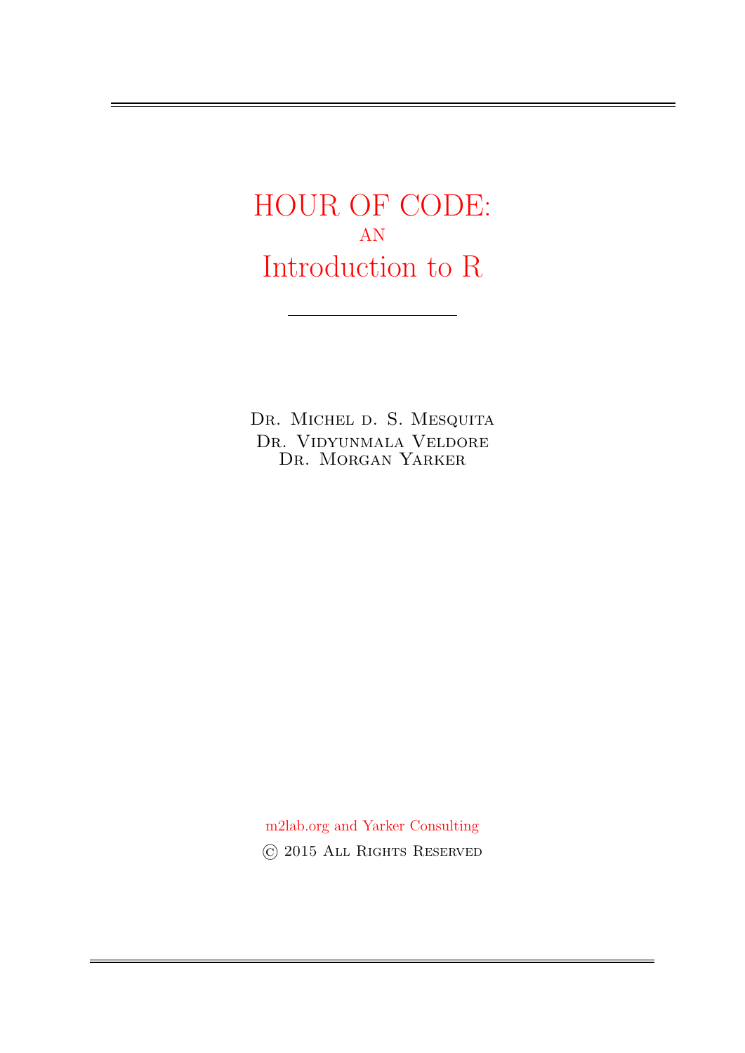# HOUR OF CODE:

AN

# Introduction to R

---

Dr. Michel d. S. Mesquita
Dr. Vidyunmala Veldore
Dr. Morgan Yarker

m2lab.org and Yarker Consulting

© 2015 All Rights Reserved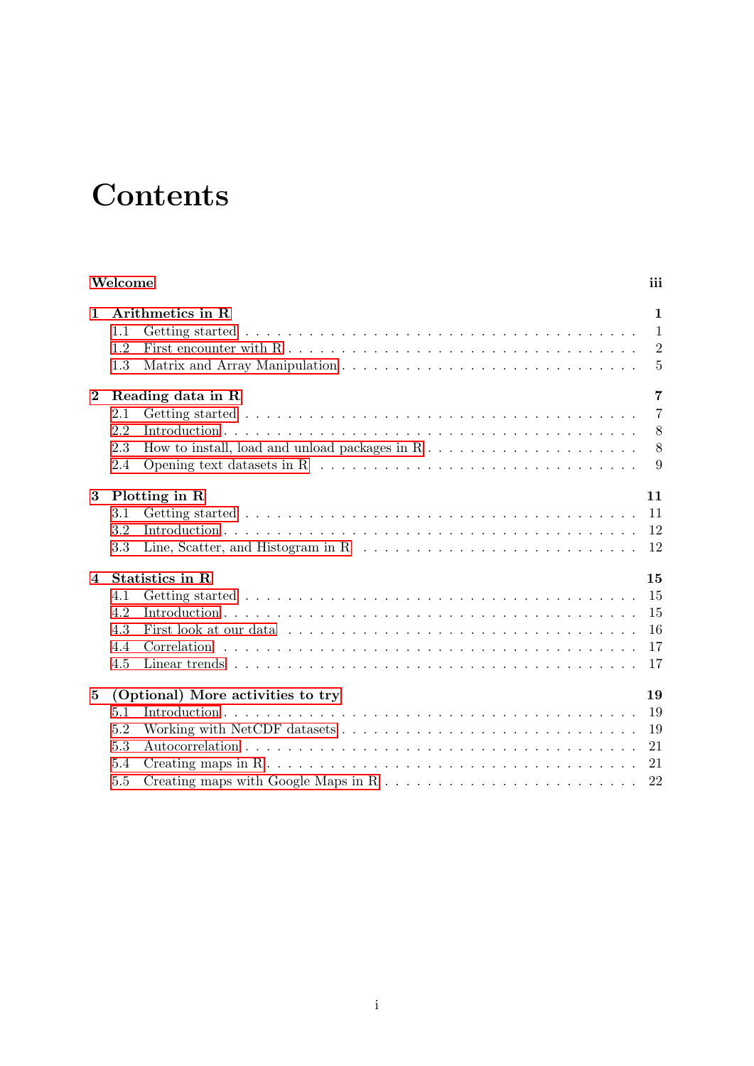# Contents

**Welcome** **iii**

**1 Arithmetics in R** **1**
- 1.1 Getting started . . . 1
- 1.2 First encounter with R . . . 2
- 1.3 Matrix and Array Manipulation . . . 5

**2 Reading data in R** **7**
- 2.1 Getting started . . . 7
- 2.2 Introduction . . . 8
- 2.3 How to install, load and unload packages in R . . . 8
- 2.4 Opening text datasets in R . . . 9

**3 Plotting in R** **11**
- 3.1 Getting started . . . 11
- 3.2 Introduction . . . 12
- 3.3 Line, Scatter, and Histogram in R . . . 12

**4 Statistics in R** **15**
- 4.1 Getting started . . . 15
- 4.2 Introduction . . . 15
- 4.3 First look at our data . . . 16
- 4.4 Correlation . . . 17
- 4.5 Linear trends . . . 17

**5 (Optional) More activities to try** **19**
- 5.1 Introduction . . . 19
- 5.2 Working with NetCDF datasets . . . 19
- 5.3 Autocorrelation . . . 21
- 5.4 Creating maps in R . . . 21
- 5.5 Creating maps with Google Maps in R . . . 22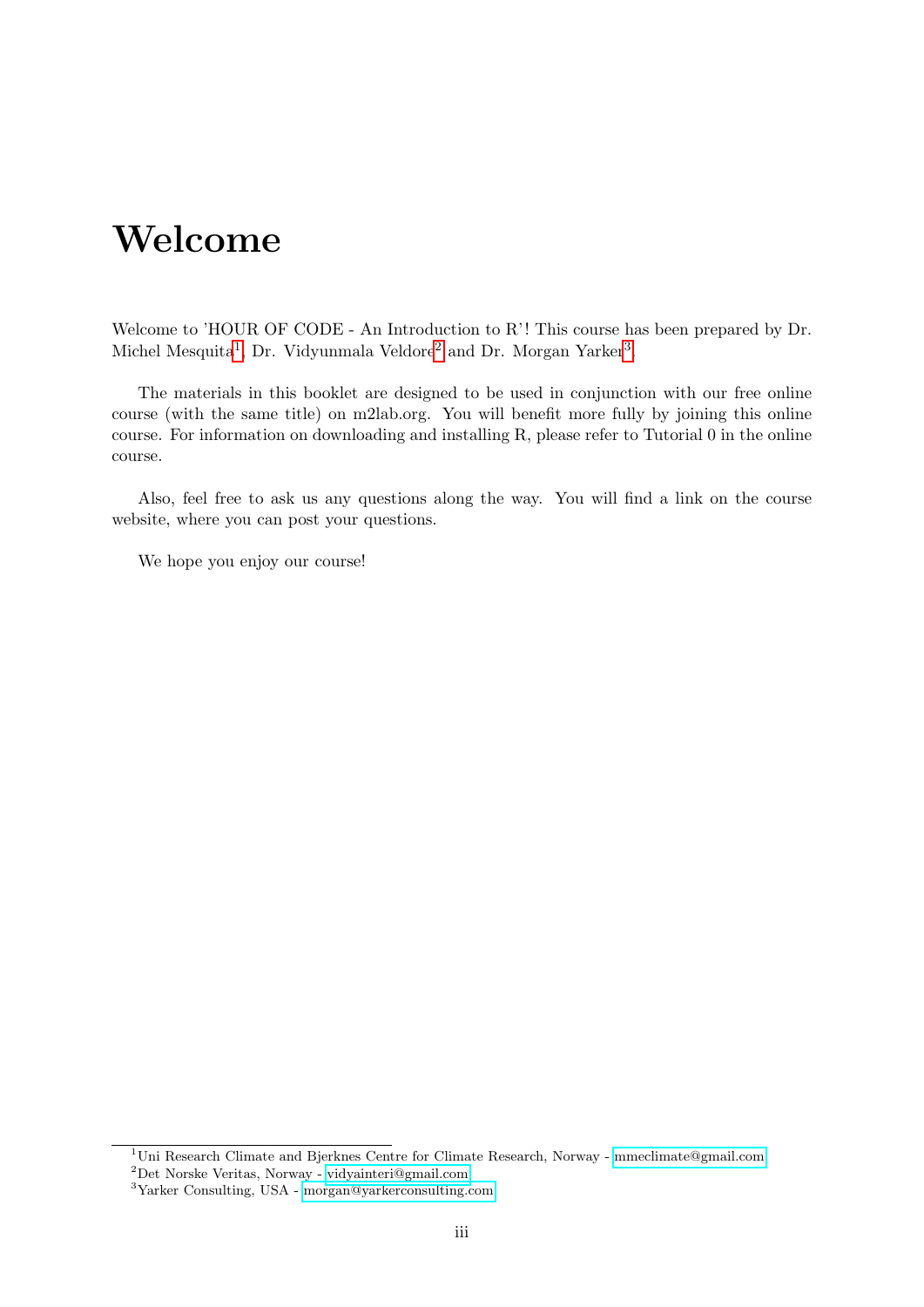# Welcome

Welcome to 'HOUR OF CODE - An Introduction to R'! This course has been prepared by Dr. Michel Mesquita[1], Dr. Vidyunmala Veldore[2] and Dr. Morgan Yarker[3].

The materials in this booklet are designed to be used in conjunction with our free online course (with the same title) on m2lab.org. You will benefit more fully by joining this online course. For information on downloading and installing R, please refer to Tutorial 0 in the online course.

Also, feel free to ask us any questions along the way. You will find a link on the course website, where you can post your questions.

We hope you enjoy our course!

---

[1]Uni Research Climate and Bjerknes Centre for Climate Research, Norway - mmeclimate@gmail.com

[2]Det Norske Veritas, Norway - vidyainteri@gmail.com

[3]Yarker Consulting, USA - morgan@yarkerconsulting.com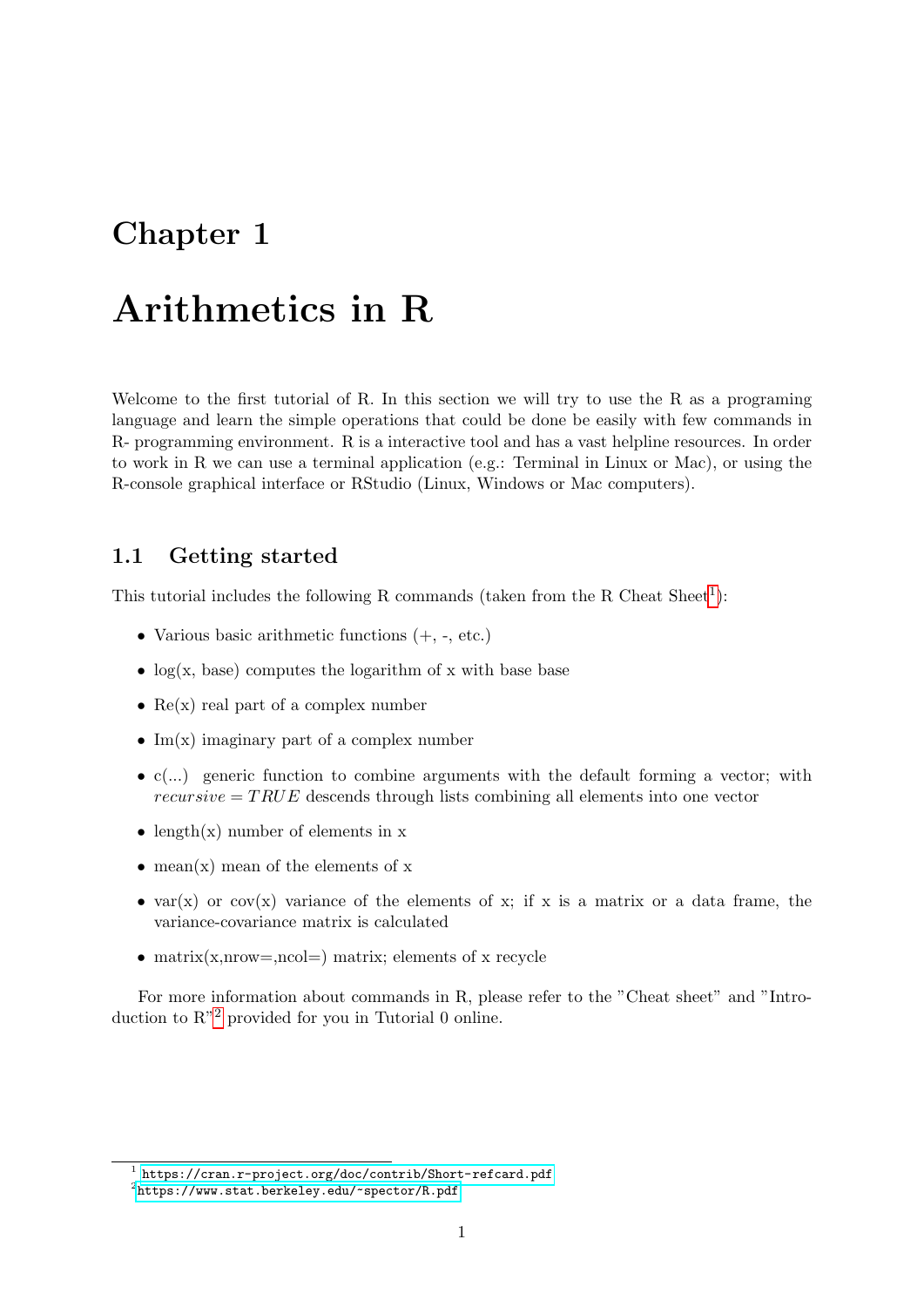# Chapter 1

# Arithmetics in R

Welcome to the first tutorial of R. In this section we will try to use the R as a programing language and learn the simple operations that could be done be easily with few commands in R- programming environment. R is a interactive tool and has a vast helpline resources. In order to work in R we can use a terminal application (e.g.: Terminal in Linux or Mac), or using the R-console graphical interface or RStudio (Linux, Windows or Mac computers).

## 1.1 Getting started

This tutorial includes the following R commands (taken from the R Cheat Sheet[1]):

- Various basic arithmetic functions (+, -, etc.)
- log(x, base) computes the logarithm of x with base base
- Re(x) real part of a complex number
- Im(x) imaginary part of a complex number
- c(...) generic function to combine arguments with the default forming a vector; with $recursive = TRUE$ descends through lists combining all elements into one vector
- length(x) number of elements in x
- mean(x) mean of the elements of x
- var(x) or cov(x) variance of the elements of x; if x is a matrix or a data frame, the variance-covariance matrix is calculated
- matrix(x,nrow=,ncol=) matrix; elements of x recycle

For more information about commands in R, please refer to the "Cheat sheet" and "Introduction to R"[2] provided for you in Tutorial 0 online.

[1] https://cran.r-project.org/doc/contrib/Short-refcard.pdf

[2] https://www.stat.berkeley.edu/~spector/R.pdf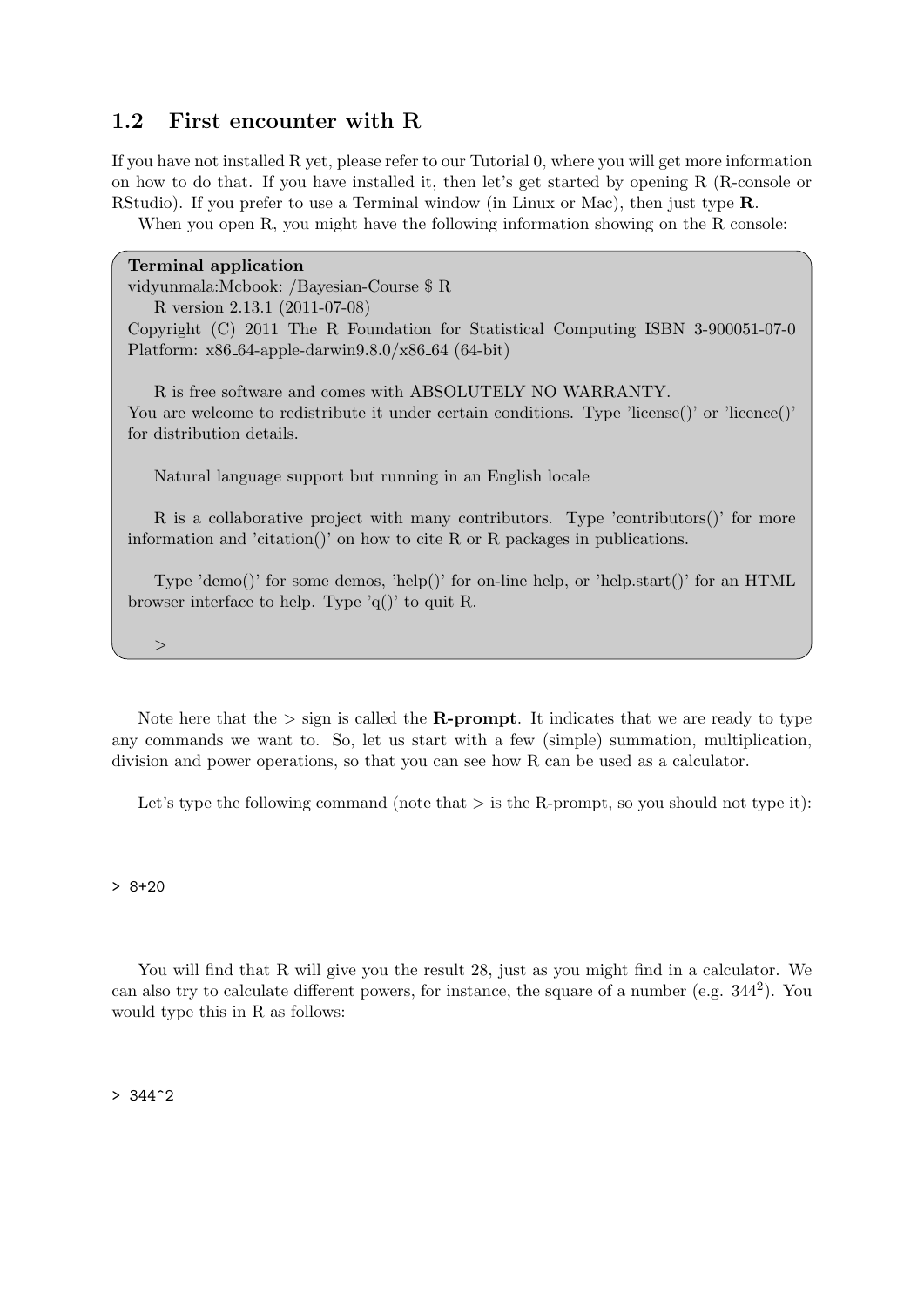## 1.2 First encounter with R

If you have not installed R yet, please refer to our Tutorial 0, where you will get more information on how to do that. If you have installed it, then let's get started by opening R (R-console or RStudio). If you prefer to use a Terminal window (in Linux or Mac), then just type **R**.

When you open R, you might have the following information showing on the R console:

**Terminal application**

```
vidyunmala:Mcbook: /Bayesian-Course $ R
    R version 2.13.1 (2011-07-08)
Copyright (C) 2011 The R Foundation for Statistical Computing ISBN 3-900051-07-0
Platform: x86_64-apple-darwin9.8.0/x86_64 (64-bit)

    R is free software and comes with ABSOLUTELY NO WARRANTY.
You are welcome to redistribute it under certain conditions. Type 'license()' or 'licence()'
for distribution details.

    Natural language support but running in an English locale

    R is a collaborative project with many contributors. Type 'contributors()' for more
information and 'citation()' on how to cite R or R packages in publications.

    Type 'demo()' for some demos, 'help()' for on-line help, or 'help.start()' for an HTML
browser interface to help. Type 'q()' to quit R.

    >
```

Note here that the > sign is called the **R-prompt**. It indicates that we are ready to type any commands we want to. So, let us start with a few (simple) summation, multiplication, division and power operations, so that you can see how R can be used as a calculator.

Let's type the following command (note that > is the R-prompt, so you should not type it):

```
> 8+20
```

You will find that R will give you the result 28, just as you might find in a calculator. We can also try to calculate different powers, for instance, the square of a number (e.g. $344^2$). You would type this in R as follows:

```
> 344^2
```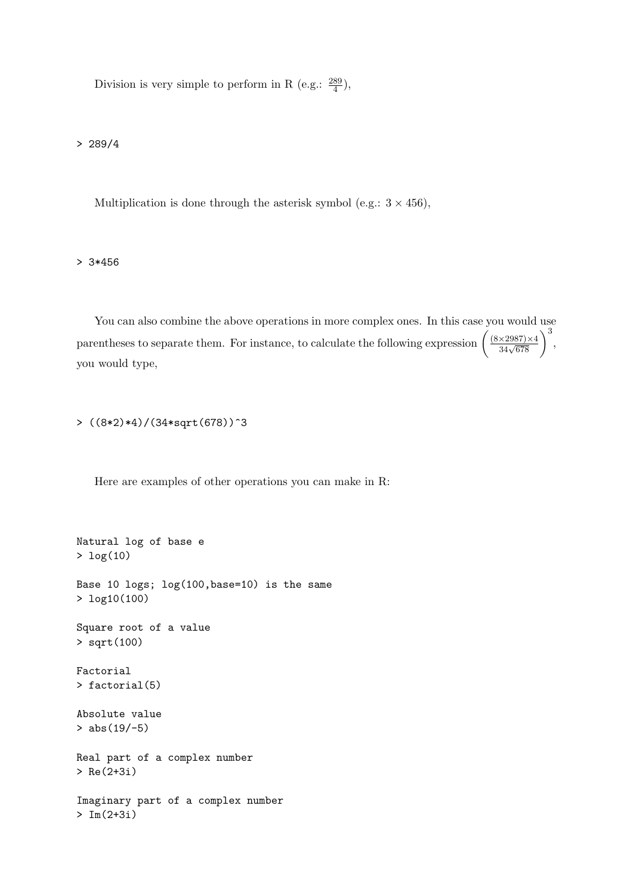Division is very simple to perform in R (e.g.: $\frac{289}{4}$),

```
> 289/4
```

Multiplication is done through the asterisk symbol (e.g.: $3 \times 456$),

```
> 3*456
```

You can also combine the above operations in more complex ones. In this case you would use parentheses to separate them. For instance, to calculate the following expression $\left(\frac{(8\times2987)\times4}{34\sqrt{678}}\right)^3$, you would type,

```
> ((8*2)*4)/(34*sqrt(678))^3
```

Here are examples of other operations you can make in R:

```
Natural log of base e
> log(10)

Base 10 logs; log(100,base=10) is the same
> log10(100)

Square root of a value
> sqrt(100)

Factorial
> factorial(5)

Absolute value
> abs(19/-5)

Real part of a complex number
> Re(2+3i)

Imaginary part of a complex number
> Im(2+3i)
```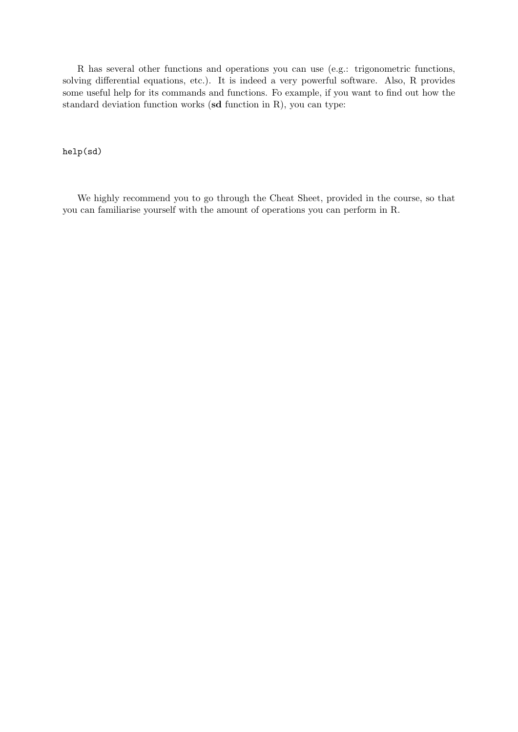R has several other functions and operations you can use (e.g.: trigonometric functions, solving differential equations, etc.). It is indeed a very powerful software. Also, R provides some useful help for its commands and functions. Fo example, if you want to find out how the standard deviation function works (**sd** function in R), you can type:

```
help(sd)
```

We highly recommend you to go through the Cheat Sheet, provided in the course, so that you can familiarise yourself with the amount of operations you can perform in R.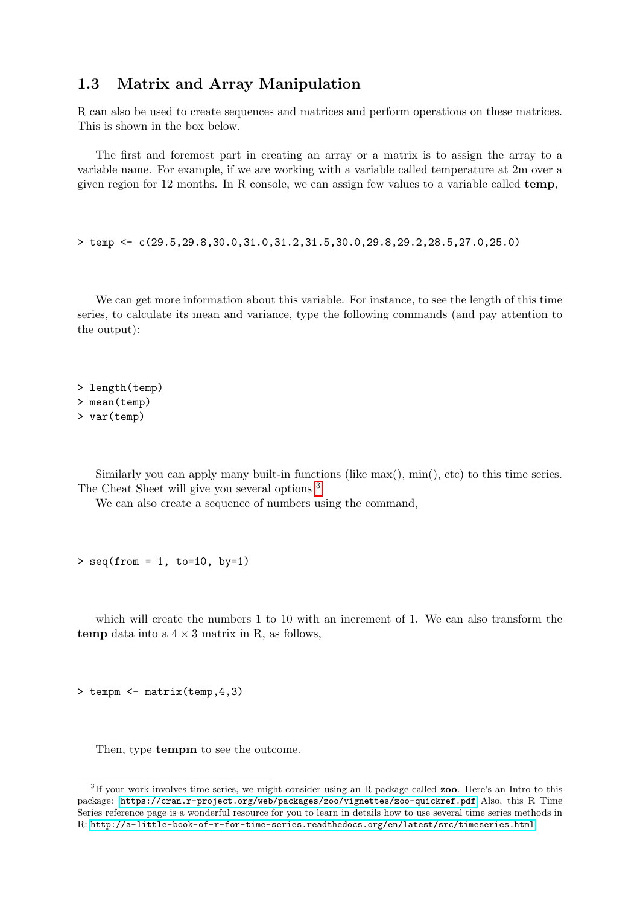## 1.3 Matrix and Array Manipulation

R can also be used to create sequences and matrices and perform operations on these matrices. This is shown in the box below.

The first and foremost part in creating an array or a matrix is to assign the array to a variable name. For example, if we are working with a variable called temperature at 2m over a given region for 12 months. In R console, we can assign few values to a variable called **temp**,

```
> temp <- c(29.5,29.8,30.0,31.0,31.2,31.5,30.0,29.8,29.2,28.5,27.0,25.0)
```

We can get more information about this variable. For instance, to see the length of this time series, to calculate its mean and variance, type the following commands (and pay attention to the output):

```
> length(temp)
> mean(temp)
> var(temp)
```

Similarly you can apply many built-in functions (like max(), min(), etc) to this time series. The Cheat Sheet will give you several options [3].

We can also create a sequence of numbers using the command,

```
> seq(from = 1, to=10, by=1)
```

which will create the numbers 1 to 10 with an increment of 1. We can also transform the **temp** data into a $4 \times 3$ matrix in R, as follows,

```
> tempm <- matrix(temp,4,3)
```

Then, type **tempm** to see the outcome.

---

[3] If your work involves time series, we might consider using an R package called **zoo**. Here's an Intro to this package: https://cran.r-project.org/web/packages/zoo/vignettes/zoo-quickref.pdf Also, this R Time Series reference page is a wonderful resource for you to learn in details how to use several time series methods in R: http://a-little-book-of-r-for-time-series.readthedocs.org/en/latest/src/timeseries.html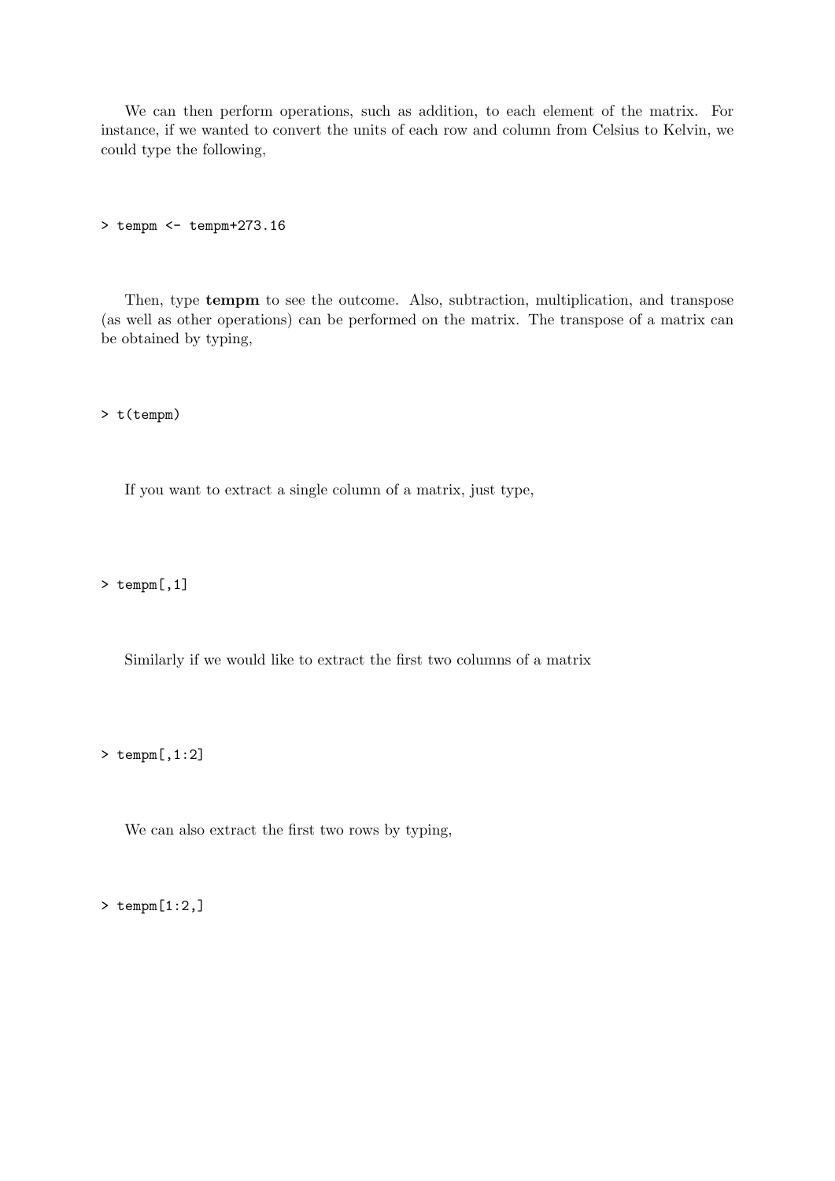We can then perform operations, such as addition, to each element of the matrix. For instance, if we wanted to convert the units of each row and column from Celsius to Kelvin, we could type the following,

```
> tempm <- tempm+273.16
```

Then, type **tempm** to see the outcome. Also, subtraction, multiplication, and transpose (as well as other operations) can be performed on the matrix. The transpose of a matrix can be obtained by typing,

```
> t(tempm)
```

If you want to extract a single column of a matrix, just type,

```
> tempm[,1]
```

Similarly if we would like to extract the first two columns of a matrix

```
> tempm[,1:2]
```

We can also extract the first two rows by typing,

```
> tempm[1:2,]
```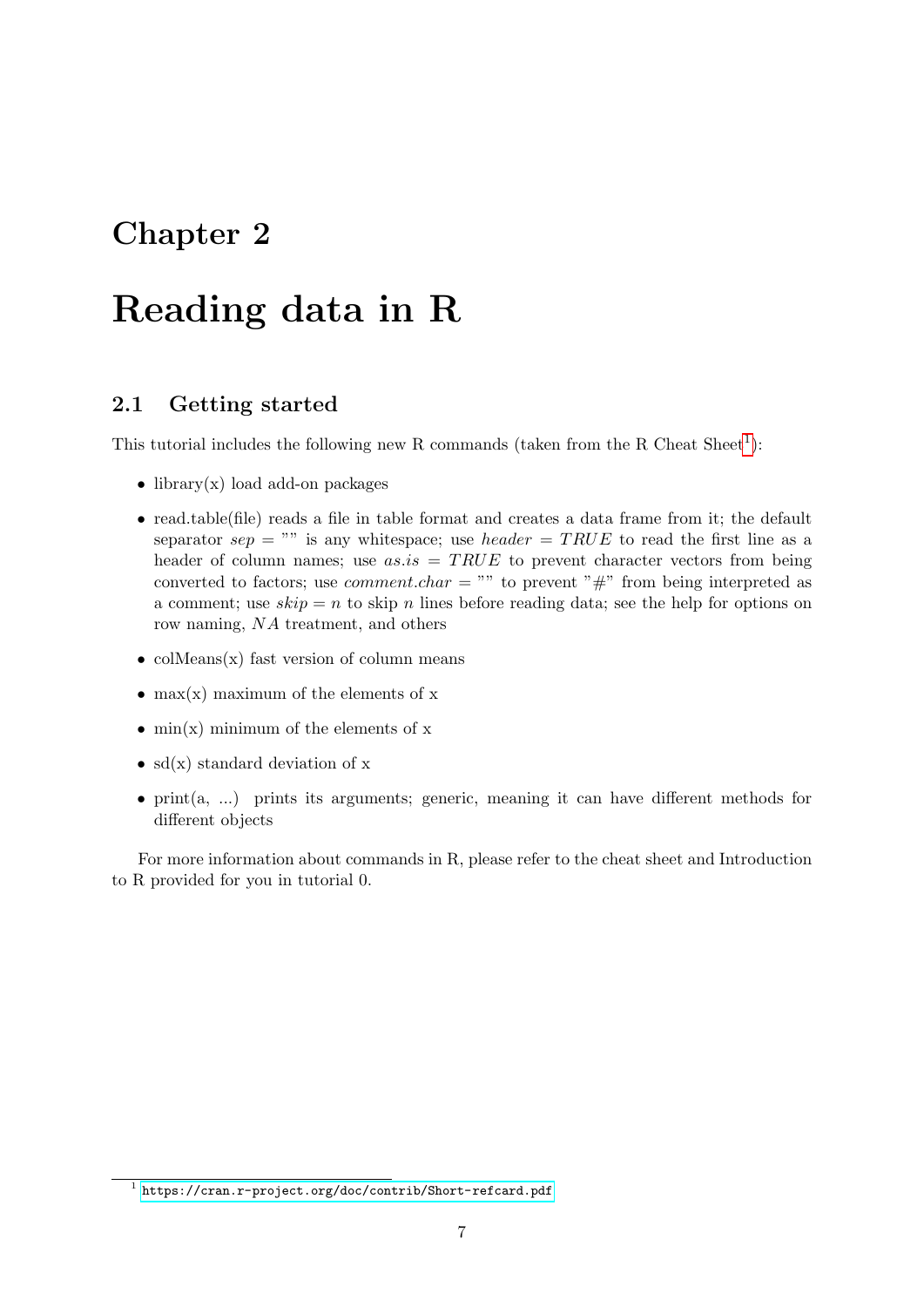# Chapter 2

# Reading data in R

## 2.1 Getting started

This tutorial includes the following new R commands (taken from the R Cheat Sheet[1]):

- library(x) load add-on packages
- read.table(file) reads a file in table format and creates a data frame from it; the default separator $sep$ = "" is any whitespace; use $header = TRUE$ to read the first line as a header of column names; use $as.is = TRUE$ to prevent character vectors from being converted to factors; use $comment.char$ = "" to prevent "#" from being interpreted as a comment; use $skip = n$ to skip $n$ lines before reading data; see the help for options on row naming, $NA$ treatment, and others
- colMeans(x) fast version of column means
- max(x) maximum of the elements of x
- min(x) minimum of the elements of x
- sd(x) standard deviation of x
- print(a, ...) prints its arguments; generic, meaning it can have different methods for different objects

For more information about commands in R, please refer to the cheat sheet and Introduction to R provided for you in tutorial 0.

[1] https://cran.r-project.org/doc/contrib/Short-refcard.pdf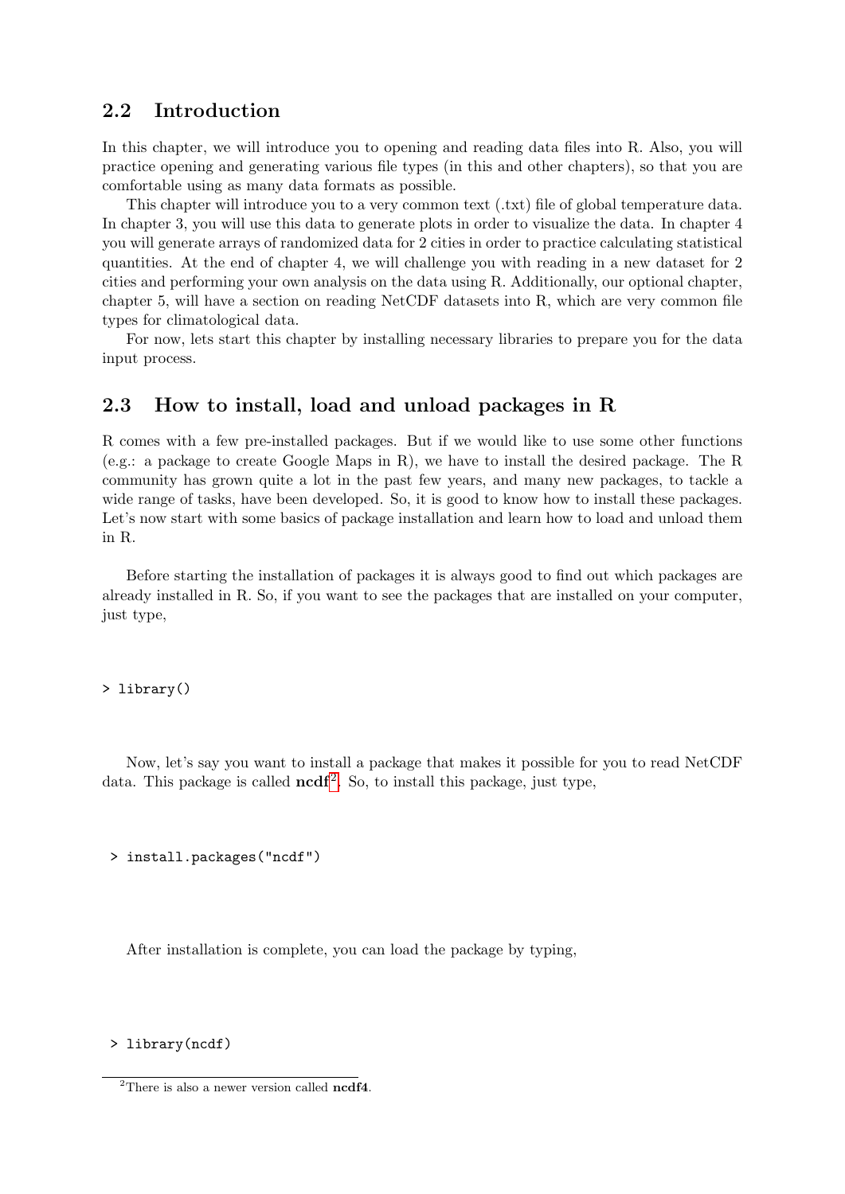## 2.2 Introduction

In this chapter, we will introduce you to opening and reading data files into R. Also, you will practice opening and generating various file types (in this and other chapters), so that you are comfortable using as many data formats as possible.

This chapter will introduce you to a very common text (.txt) file of global temperature data. In chapter 3, you will use this data to generate plots in order to visualize the data. In chapter 4 you will generate arrays of randomized data for 2 cities in order to practice calculating statistical quantities. At the end of chapter 4, we will challenge you with reading in a new dataset for 2 cities and performing your own analysis on the data using R. Additionally, our optional chapter, chapter 5, will have a section on reading NetCDF datasets into R, which are very common file types for climatological data.

For now, lets start this chapter by installing necessary libraries to prepare you for the data input process.

## 2.3 How to install, load and unload packages in R

R comes with a few pre-installed packages. But if we would like to use some other functions (e.g.: a package to create Google Maps in R), we have to install the desired package. The R community has grown quite a lot in the past few years, and many new packages, to tackle a wide range of tasks, have been developed. So, it is good to know how to install these packages. Let's now start with some basics of package installation and learn how to load and unload them in R.

Before starting the installation of packages it is always good to find out which packages are already installed in R. So, if you want to see the packages that are installed on your computer, just type,

```
> library()
```

Now, let's say you want to install a package that makes it possible for you to read NetCDF data. This package is called **ncdf**[2]. So, to install this package, just type,

```
> install.packages("ncdf")
```

After installation is complete, you can load the package by typing,

```
> library(ncdf)
```

[2] There is also a newer version called **ncdf4**.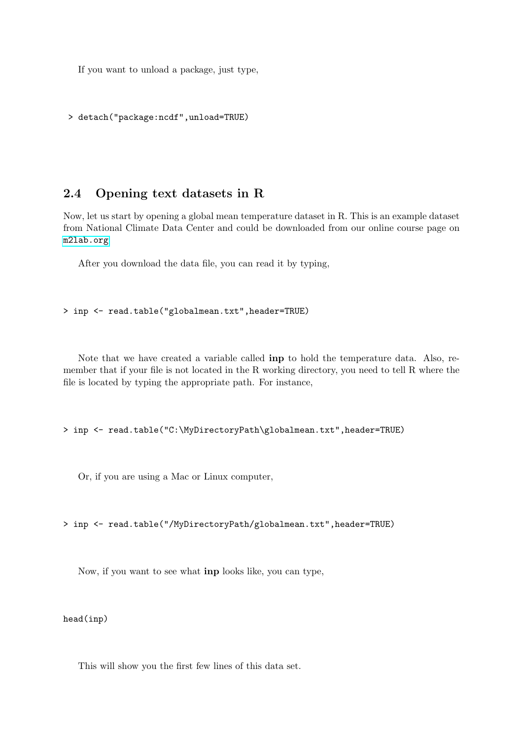If you want to unload a package, just type,

```
> detach("package:ncdf",unload=TRUE)
```

## 2.4 Opening text datasets in R

Now, let us start by opening a global mean temperature dataset in R. This is an example dataset from National Climate Data Center and could be downloaded from our online course page on m21ab.org

After you download the data file, you can read it by typing,

```
> inp <- read.table("globalmean.txt",header=TRUE)
```

Note that we have created a variable called **inp** to hold the temperature data. Also, remember that if your file is not located in the R working directory, you need to tell R where the file is located by typing the appropriate path. For instance,

```
> inp <- read.table("C:\MyDirectoryPath\globalmean.txt",header=TRUE)
```

Or, if you are using a Mac or Linux computer,

```
> inp <- read.table("/MyDirectoryPath/globalmean.txt",header=TRUE)
```

Now, if you want to see what **inp** looks like, you can type,

```
head(inp)
```

This will show you the first few lines of this data set.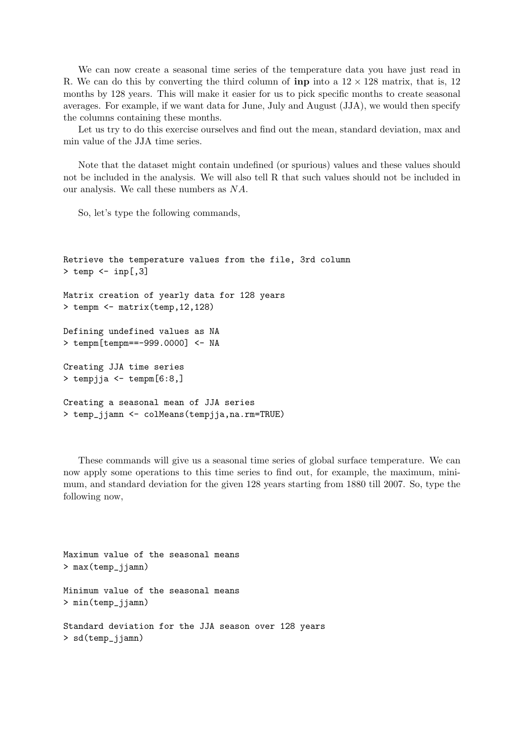We can now create a seasonal time series of the temperature data you have just read in R. We can do this by converting the third column of **inp** into a $12 \times 128$ matrix, that is, 12 months by 128 years. This will make it easier for us to pick specific months to create seasonal averages. For example, if we want data for June, July and August (JJA), we would then specify the columns containing these months.

Let us try to do this exercise ourselves and find out the mean, standard deviation, max and min value of the JJA time series.

Note that the dataset might contain undefined (or spurious) values and these values should not be included in the analysis. We will also tell R that such values should not be included in our analysis. We call these numbers as $NA$.

So, let's type the following commands,

```
Retrieve the temperature values from the file, 3rd column
> temp <- inp[,3]

Matrix creation of yearly data for 128 years
> tempm <- matrix(temp,12,128)

Defining undefined values as NA
> tempm[tempm==-999.0000] <- NA

Creating JJA time series
> tempjja <- tempm[6:8,]

Creating a seasonal mean of JJA series
> temp_jjamn <- colMeans(tempjja,na.rm=TRUE)
```

These commands will give us a seasonal time series of global surface temperature. We can now apply some operations to this time series to find out, for example, the maximum, minimum, and standard deviation for the given 128 years starting from 1880 till 2007. So, type the following now,

```
Maximum value of the seasonal means
> max(temp_jjamn)

Minimum value of the seasonal means
> min(temp_jjamn)

Standard deviation for the JJA season over 128 years
> sd(temp_jjamn)
```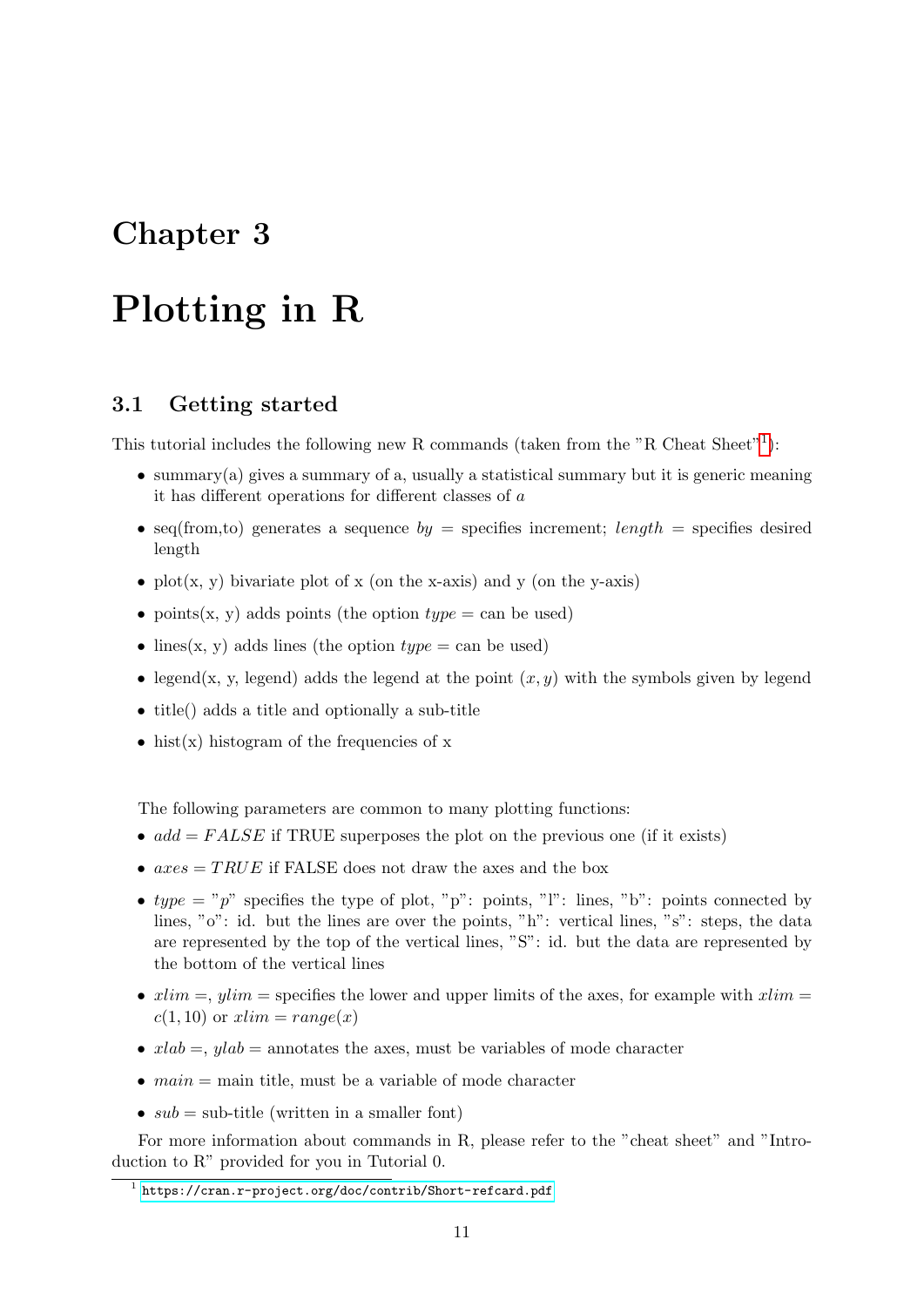# Chapter 3

# Plotting in R

## 3.1 Getting started

This tutorial includes the following new R commands (taken from the "R Cheat Sheet"[1]):

- summary(a) gives a summary of a, usually a statistical summary but it is generic meaning it has different operations for different classes of $a$
- seq(from,to) generates a sequence $by$ = specifies increment; $length$ = specifies desired length
- plot(x, y) bivariate plot of x (on the x-axis) and y (on the y-axis)
- points(x, y) adds points (the option $type$ = can be used)
- lines(x, y) adds lines (the option $type$ = can be used)
- legend(x, y, legend) adds the legend at the point $(x, y)$ with the symbols given by legend
- title() adds a title and optionally a sub-title
- hist(x) histogram of the frequencies of x

The following parameters are common to many plotting functions:

- $add = FALSE$ if TRUE superposes the plot on the previous one (if it exists)
- $axes = TRUE$ if FALSE does not draw the axes and the box
- $type$ = "$p$" specifies the type of plot, "p": points, "l": lines, "b": points connected by lines, "o": id. but the lines are over the points, "h": vertical lines, "s": steps, the data are represented by the top of the vertical lines, "S": id. but the data are represented by the bottom of the vertical lines
- $xlim$ =, $ylim$ = specifies the lower and upper limits of the axes, for example with $xlim = c(1, 10)$ or $xlim = range(x)$
- $xlab$ =, $ylab$ = annotates the axes, must be variables of mode character
- $main$ = main title, must be a variable of mode character
- $sub$ = sub-title (written in a smaller font)

For more information about commands in R, please refer to the "cheat sheet" and "Introduction to R" provided for you in Tutorial 0.

[1] https://cran.r-project.org/doc/contrib/Short-refcard.pdf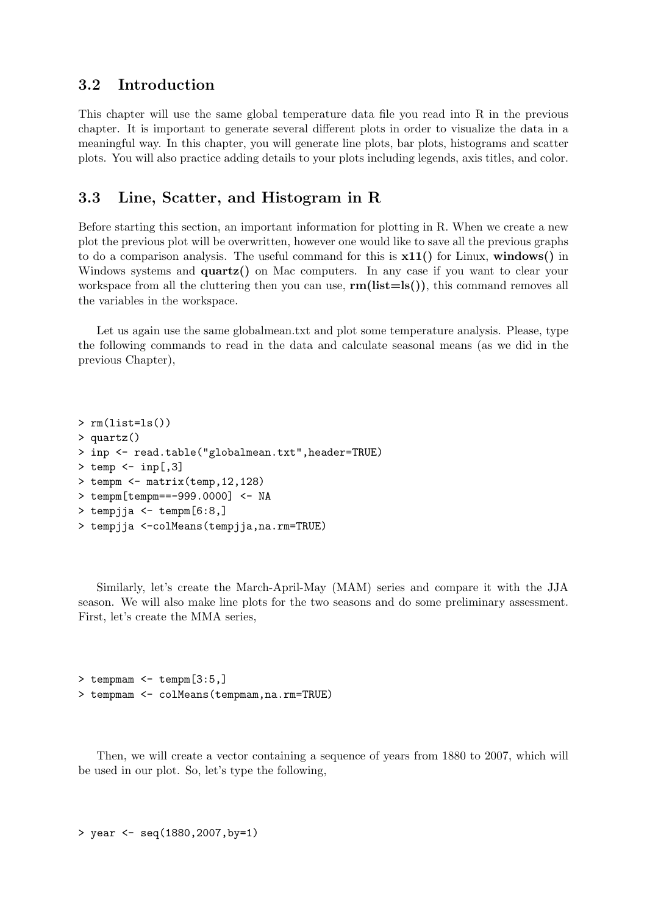## 3.2 Introduction

This chapter will use the same global temperature data file you read into R in the previous chapter. It is important to generate several different plots in order to visualize the data in a meaningful way. In this chapter, you will generate line plots, bar plots, histograms and scatter plots. You will also practice adding details to your plots including legends, axis titles, and color.

## 3.3 Line, Scatter, and Histogram in R

Before starting this section, an important information for plotting in R. When we create a new plot the previous plot will be overwritten, however one would like to save all the previous graphs to do a comparison analysis. The useful command for this is **x11()** for Linux, **windows()** in Windows systems and **quartz()** on Mac computers. In any case if you want to clear your workspace from all the cluttering then you can use, **rm(list=ls())**, this command removes all the variables in the workspace.

Let us again use the same globalmean.txt and plot some temperature analysis. Please, type the following commands to read in the data and calculate seasonal means (as we did in the previous Chapter),

```
> rm(list=ls())
> quartz()
> inp <- read.table("globalmean.txt",header=TRUE)
> temp <- inp[,3]
> tempm <- matrix(temp,12,128)
> tempm[tempm==-999.0000] <- NA
> tempjja <- tempm[6:8,]
> tempjja <-colMeans(tempjja,na.rm=TRUE)
```

Similarly, let's create the March-April-May (MAM) series and compare it with the JJA season. We will also make line plots for the two seasons and do some preliminary assessment. First, let's create the MMA series,

```
> tempmam <- tempm[3:5,]
> tempmam <- colMeans(tempmam,na.rm=TRUE)
```

Then, we will create a vector containing a sequence of years from 1880 to 2007, which will be used in our plot. So, let's type the following,

```
> year <- seq(1880,2007,by=1)
```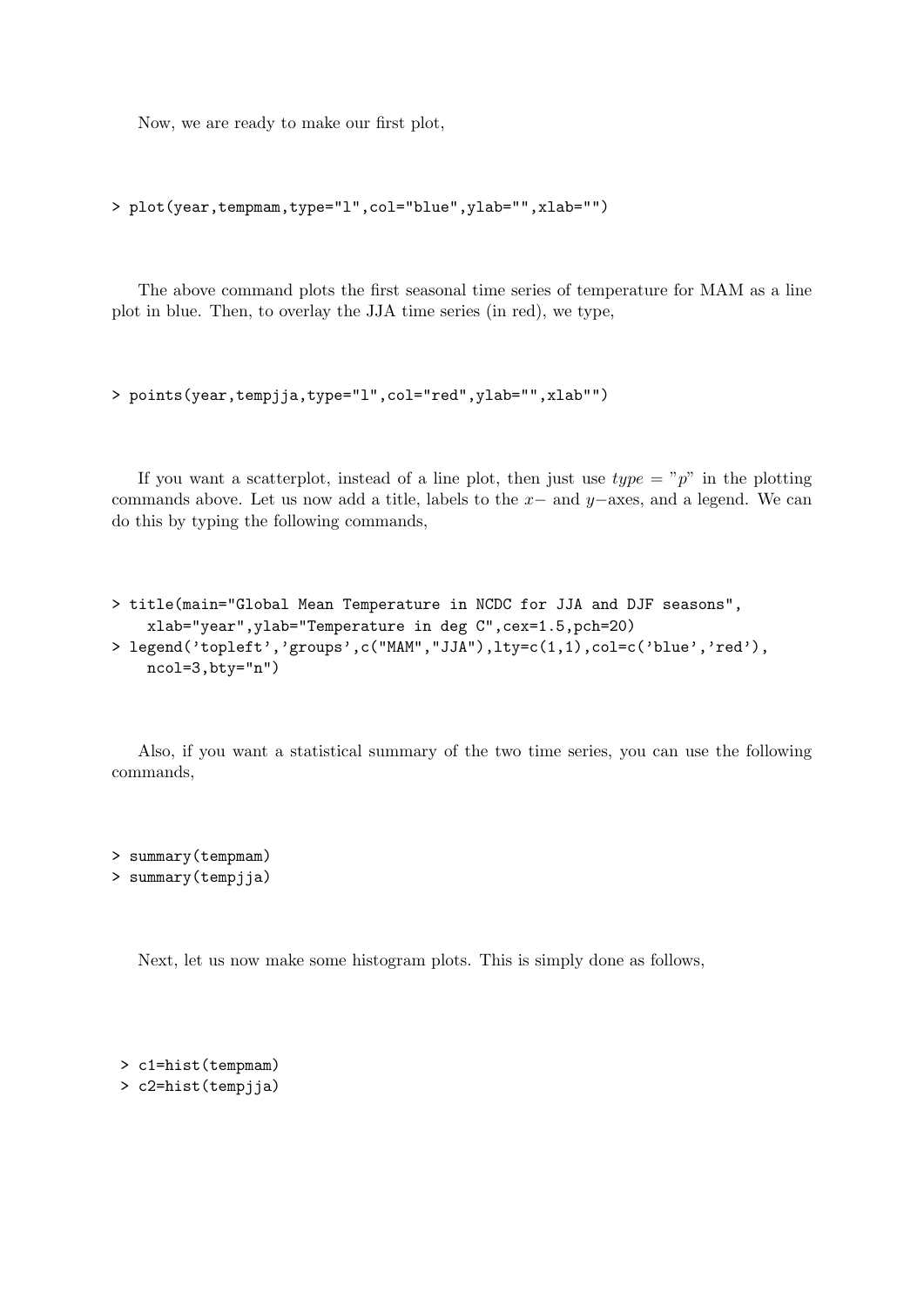Now, we are ready to make our first plot,

```
> plot(year,tempmam,type="l",col="blue",ylab="",xlab="")
```

The above command plots the first seasonal time series of temperature for MAM as a line plot in blue. Then, to overlay the JJA time series (in red), we type,

```
> points(year,tempjja,type="l",col="red",ylab="",xlab"")
```

If you want a scatterplot, instead of a line plot, then just use *type* = "*p*" in the plotting commands above. Let us now add a title, labels to the $x-$ and $y-$axes, and a legend. We can do this by typing the following commands,

```
> title(main="Global Mean Temperature in NCDC for JJA and DJF seasons",
    xlab="year",ylab="Temperature in deg C",cex=1.5,pch=20)
> legend('topleft','groups',c("MAM","JJA"),lty=c(1,1),col=c('blue','red'),
    ncol=3,bty="n")
```

Also, if you want a statistical summary of the two time series, you can use the following commands,

```
> summary(tempmam)
> summary(tempjja)
```

Next, let us now make some histogram plots. This is simply done as follows,

```
> c1=hist(tempmam)
> c2=hist(tempjja)
```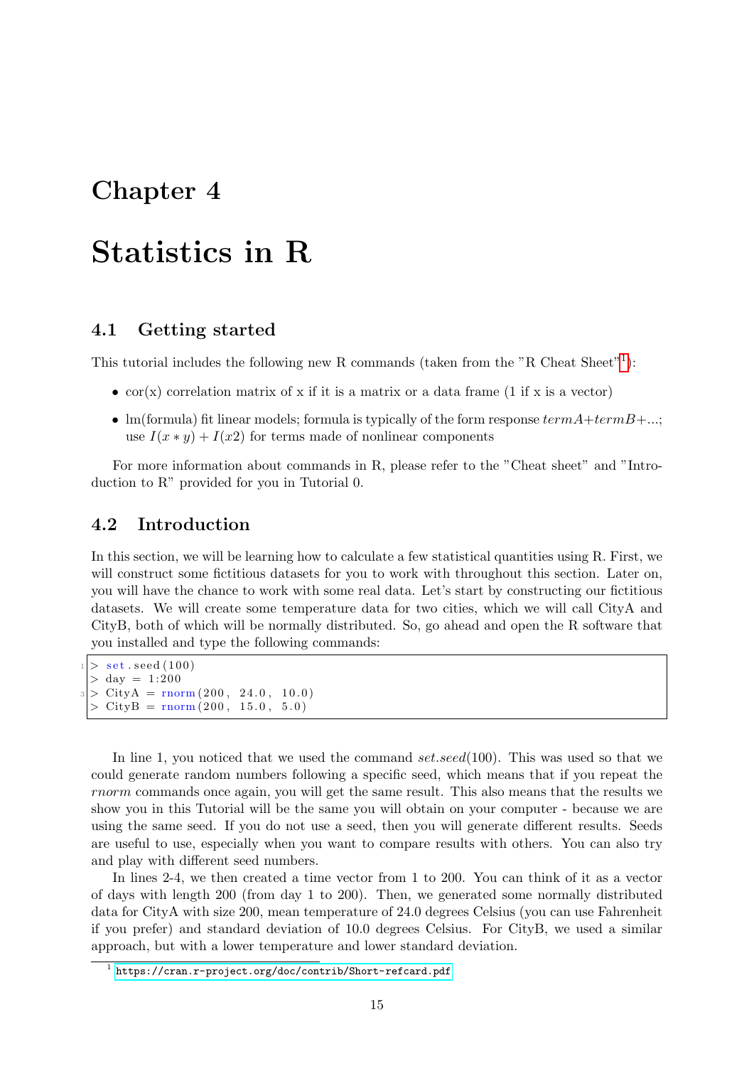# Chapter 4

# Statistics in R

## 4.1 Getting started

This tutorial includes the following new R commands (taken from the "R Cheat Sheet"[1]):

- cor(x) correlation matrix of x if it is a matrix or a data frame (1 if x is a vector)
- lm(formula) fit linear models; formula is typically of the form response $termA+termB+...$; use $I(x*y)+I(x2)$ for terms made of nonlinear components

For more information about commands in R, please refer to the "Cheat sheet" and "Introduction to R" provided for you in Tutorial 0.

## 4.2 Introduction

In this section, we will be learning how to calculate a few statistical quantities using R. First, we will construct some fictitious datasets for you to work with throughout this section. Later on, you will have the chance to work with some real data. Let's start by constructing our fictitious datasets. We will create some temperature data for two cities, which we will call CityA and CityB, both of which will be normally distributed. So, go ahead and open the R software that you installed and type the following commands:

```
> set.seed(100)
> day = 1:200
> CityA = rnorm(200, 24.0, 10.0)
> CityB = rnorm(200, 15.0, 5.0)
```

In line 1, you noticed that we used the command *set.seed*(100). This was used so that we could generate random numbers following a specific seed, which means that if you repeat the *rnorm* commands once again, you will get the same result. This also means that the results we show you in this Tutorial will be the same you will obtain on your computer - because we are using the same seed. If you do not use a seed, then you will generate different results. Seeds are useful to use, especially when you want to compare results with others. You can also try and play with different seed numbers.

In lines 2-4, we then created a time vector from 1 to 200. You can think of it as a vector of days with length 200 (from day 1 to 200). Then, we generated some normally distributed data for CityA with size 200, mean temperature of 24.0 degrees Celsius (you can use Fahrenheit if you prefer) and standard deviation of 10.0 degrees Celsius. For CityB, we used a similar approach, but with a lower temperature and lower standard deviation.

[1] https://cran.r-project.org/doc/contrib/Short-refcard.pdf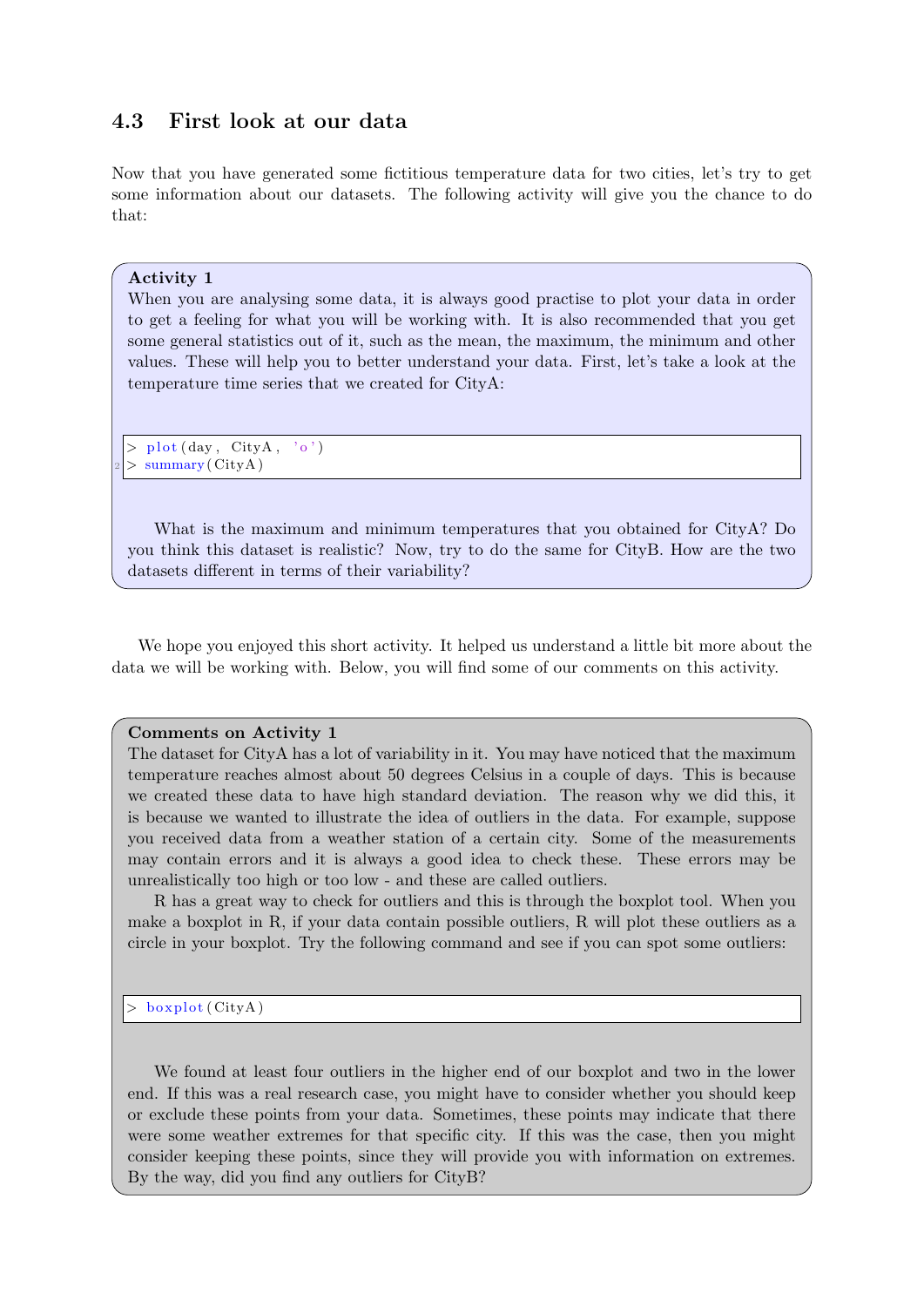## 4.3 First look at our data

Now that you have generated some fictitious temperature data for two cities, let's try to get some information about our datasets. The following activity will give you the chance to do that:

**Activity 1**

When you are analysing some data, it is always good practise to plot your data in order to get a feeling for what you will be working with. It is also recommended that you get some general statistics out of it, such as the mean, the maximum, the minimum and other values. These will help you to better understand your data. First, let's take a look at the temperature time series that we created for CityA:

```
> plot(day, CityA, 'o')
> summary(CityA)
```

What is the maximum and minimum temperatures that you obtained for CityA? Do you think this dataset is realistic? Now, try to do the same for CityB. How are the two datasets different in terms of their variability?

We hope you enjoyed this short activity. It helped us understand a little bit more about the data we will be working with. Below, you will find some of our comments on this activity.

**Comments on Activity 1**

The dataset for CityA has a lot of variability in it. You may have noticed that the maximum temperature reaches almost about 50 degrees Celsius in a couple of days. This is because we created these data to have high standard deviation. The reason why we did this, it is because we wanted to illustrate the idea of outliers in the data. For example, suppose you received data from a weather station of a certain city. Some of the measurements may contain errors and it is always a good idea to check these. These errors may be unrealistically too high or too low - and these are called outliers.

R has a great way to check for outliers and this is through the boxplot tool. When you make a boxplot in R, if your data contain possible outliers, R will plot these outliers as a circle in your boxplot. Try the following command and see if you can spot some outliers:

```
> boxplot(CityA)
```

We found at least four outliers in the higher end of our boxplot and two in the lower end. If this was a real research case, you might have to consider whether you should keep or exclude these points from your data. Sometimes, these points may indicate that there were some weather extremes for that specific city. If this was the case, then you might consider keeping these points, since they will provide you with information on extremes. By the way, did you find any outliers for CityB?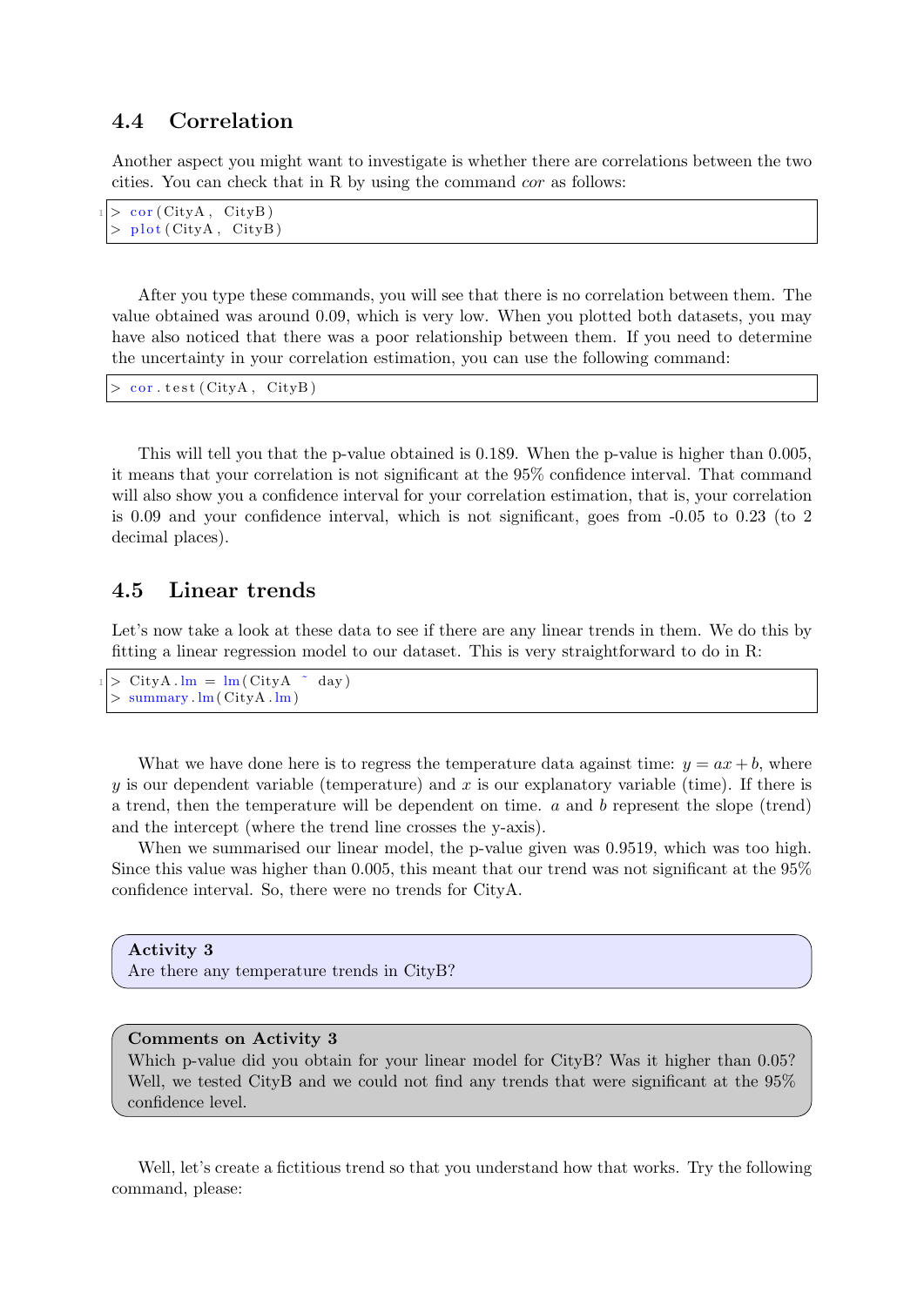### 4.4 Correlation

Another aspect you might want to investigate is whether there are correlations between the two cities. You can check that in R by using the command *cor* as follows:

```
> cor(CityA, CityB)
> plot(CityA, CityB)
```

After you type these commands, you will see that there is no correlation between them. The value obtained was around 0.09, which is very low. When you plotted both datasets, you may have also noticed that there was a poor relationship between them. If you need to determine the uncertainty in your correlation estimation, you can use the following command:

```
> cor.test(CityA, CityB)
```

This will tell you that the p-value obtained is 0.189. When the p-value is higher than 0.005, it means that your correlation is not significant at the 95% confidence interval. That command will also show you a confidence interval for your correlation estimation, that is, your correlation is 0.09 and your confidence interval, which is not significant, goes from -0.05 to 0.23 (to 2 decimal places).

### 4.5 Linear trends

Let's now take a look at these data to see if there are any linear trends in them. We do this by fitting a linear regression model to our dataset. This is very straightforward to do in R:

```
> CityA.lm = lm(CityA ~ day)
> summary.lm(CityA.lm)
```

What we have done here is to regress the temperature data against time: $y = ax + b$, where $y$ is our dependent variable (temperature) and $x$ is our explanatory variable (time). If there is a trend, then the temperature will be dependent on time. $a$ and $b$ represent the slope (trend) and the intercept (where the trend line crosses the y-axis).

When we summarised our linear model, the p-value given was 0.9519, which was too high. Since this value was higher than 0.005, this meant that our trend was not significant at the 95% confidence interval. So, there were no trends for CityA.

**Activity 3**
Are there any temperature trends in CityB?

**Comments on Activity 3**
Which p-value did you obtain for your linear model for CityB? Was it higher than 0.05? Well, we tested CityB and we could not find any trends that were significant at the 95% confidence level.

Well, let's create a fictitious trend so that you understand how that works. Try the following command, please: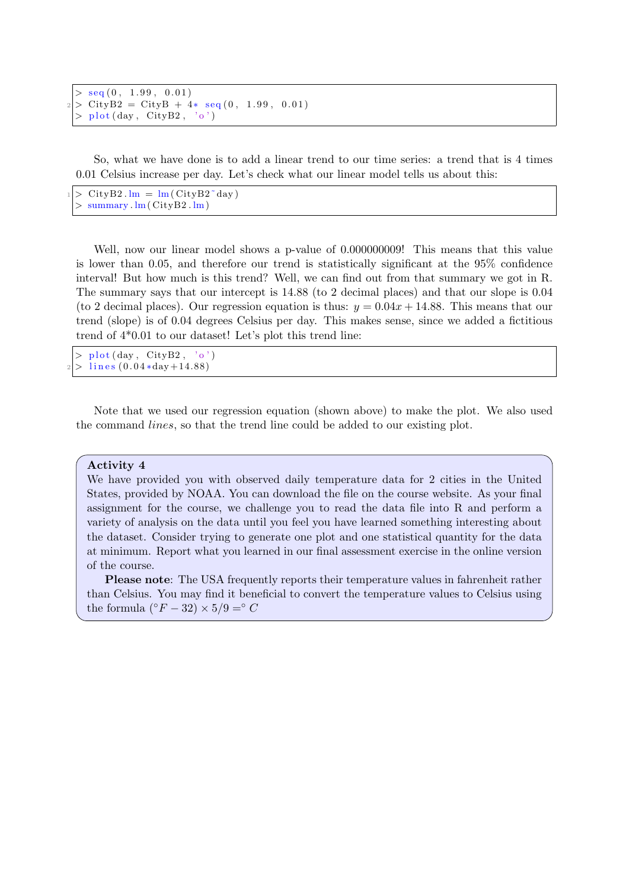```
> seq(0, 1.99, 0.01)
> CityB2 = CityB + 4* seq(0, 1.99, 0.01)
> plot(day, CityB2, 'o')
```

So, what we have done is to add a linear trend to our time series: a trend that is 4 times 0.01 Celsius increase per day. Let's check what our linear model tells us about this:

```
> CityB2.lm = lm(CityB2~day)
> summary.lm(CityB2.lm)
```

Well, now our linear model shows a p-value of 0.000000009! This means that this value is lower than 0.05, and therefore our trend is statistically significant at the 95% confidence interval! But how much is this trend? Well, we can find out from that summary we got in R. The summary says that our intercept is 14.88 (to 2 decimal places) and that our slope is 0.04 (to 2 decimal places). Our regression equation is thus: $y = 0.04x + 14.88$. This means that our trend (slope) is of 0.04 degrees Celsius per day. This makes sense, since we added a fictitious trend of 4*0.01 to our dataset! Let's plot this trend line:

```
> plot(day, CityB2, 'o')
> lines(0.04*day+14.88)
```

Note that we used our regression equation (shown above) to make the plot. We also used the command *lines*, so that the trend line could be added to our existing plot.

**Activity 4**

We have provided you with observed daily temperature data for 2 cities in the United States, provided by NOAA. You can download the file on the course website. As your final assignment for the course, we challenge you to read the data file into R and perform a variety of analysis on the data until you feel you have learned something interesting about the dataset. Consider trying to generate one plot and one statistical quantity for the data at minimum. Report what you learned in our final assessment exercise in the online version of the course.

**Please note**: The USA frequently reports their temperature values in fahrenheit rather than Celsius. You may find it beneficial to convert the temperature values to Celsius using the formula $(^{\circ}F - 32) \times 5/9 =^{\circ} C$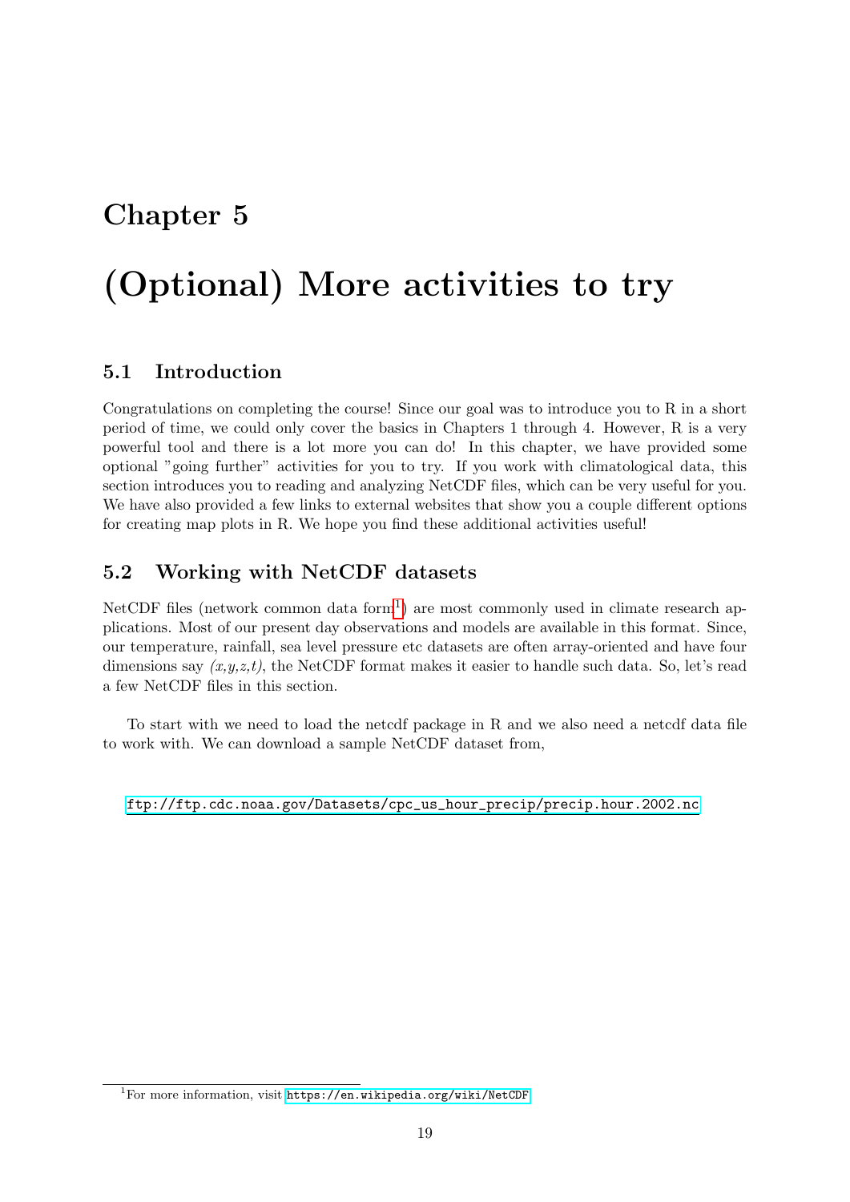# Chapter 5

# (Optional) More activities to try

## 5.1 Introduction

Congratulations on completing the course! Since our goal was to introduce you to R in a short period of time, we could only cover the basics in Chapters 1 through 4. However, R is a very powerful tool and there is a lot more you can do! In this chapter, we have provided some optional "going further" activities for you to try. If you work with climatological data, this section introduces you to reading and analyzing NetCDF files, which can be very useful for you. We have also provided a few links to external websites that show you a couple different options for creating map plots in R. We hope you find these additional activities useful!

## 5.2 Working with NetCDF datasets

NetCDF files (network common data form[1]) are most commonly used in climate research applications. Most of our present day observations and models are available in this format. Since, our temperature, rainfall, sea level pressure etc datasets are often array-oriented and have four dimensions say *(x,y,z,t)*, the NetCDF format makes it easier to handle such data. So, let's read a few NetCDF files in this section.

To start with we need to load the netcdf package in R and we also need a netcdf data file to work with. We can download a sample NetCDF dataset from,

`ftp://ftp.cdc.noaa.gov/Datasets/cpc_us_hour_precip/precip.hour.2002.nc`

[1] For more information, visit `https://en.wikipedia.org/wiki/NetCDF`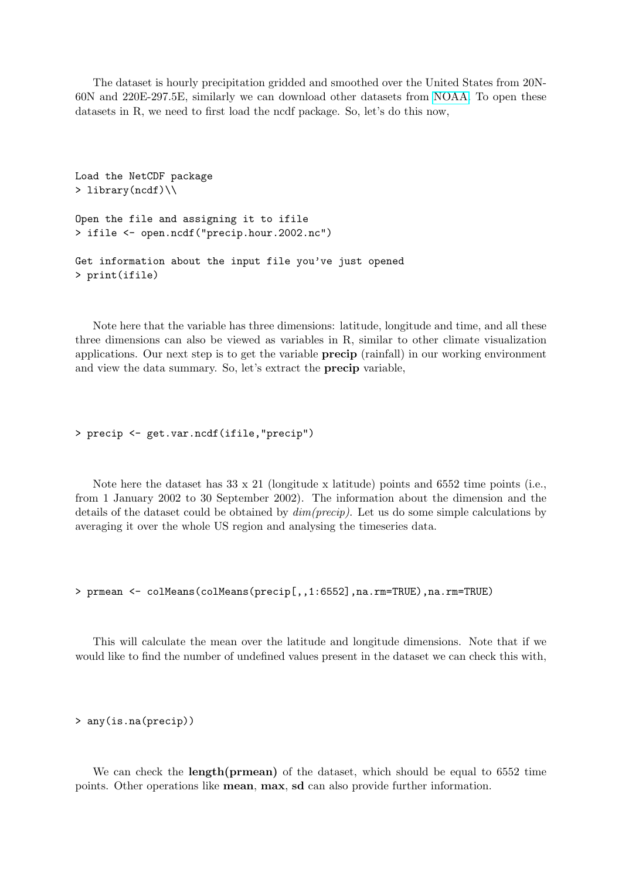The dataset is hourly precipitation gridded and smoothed over the United States from 20N-60N and 220E-297.5E, similarly we can download other datasets from NOAA. To open these datasets in R, we need to first load the ncdf package. So, let's do this now,

```
Load the NetCDF package
> library(ncdf)\\

Open the file and assigning it to ifile
> ifile <- open.ncdf("precip.hour.2002.nc")

Get information about the input file you've just opened
> print(ifile)
```

Note here that the variable has three dimensions: latitude, longitude and time, and all these three dimensions can also be viewed as variables in R, similar to other climate visualization applications. Our next step is to get the variable **precip** (rainfall) in our working environment and view the data summary. So, let's extract the **precip** variable,

```
> precip <- get.var.ncdf(ifile,"precip")
```

Note here the dataset has 33 x 21 (longitude x latitude) points and 6552 time points (i.e., from 1 January 2002 to 30 September 2002). The information about the dimension and the details of the dataset could be obtained by *dim(precip)*. Let us do some simple calculations by averaging it over the whole US region and analysing the timeseries data.

```
> prmean <- colMeans(colMeans(precip[,,1:6552],na.rm=TRUE),na.rm=TRUE)
```

This will calculate the mean over the latitude and longitude dimensions. Note that if we would like to find the number of undefined values present in the dataset we can check this with,

```
> any(is.na(precip))
```

We can check the **length(prmean)** of the dataset, which should be equal to 6552 time points. Other operations like **mean**, **max**, **sd** can also provide further information.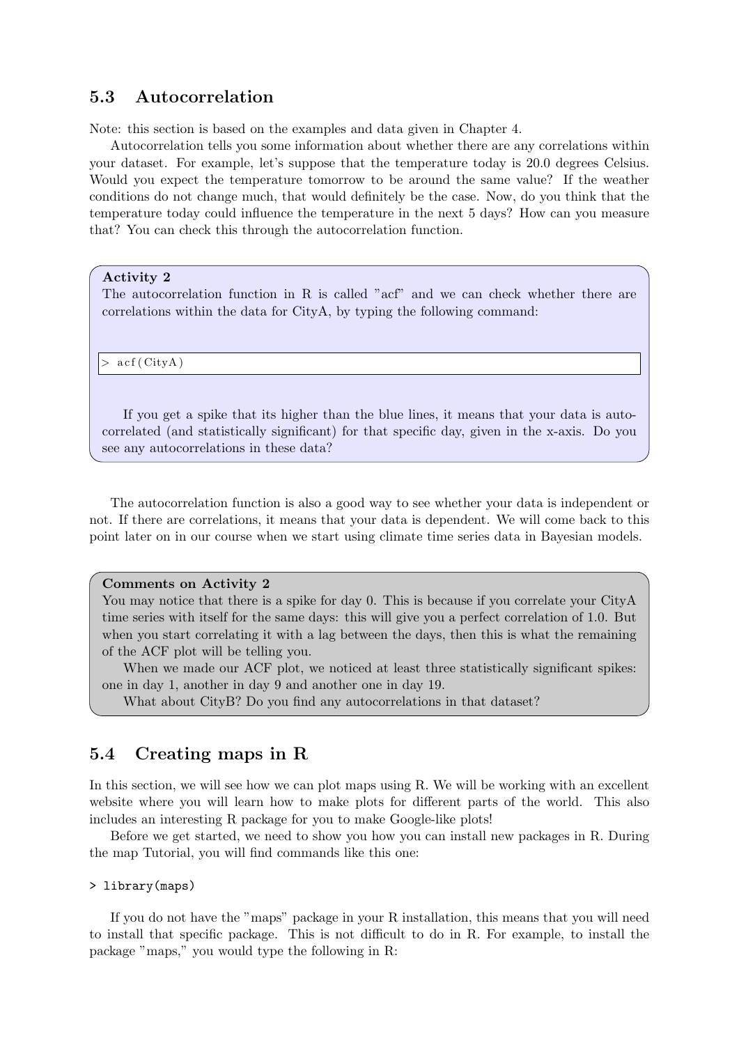## 5.3 Autocorrelation

Note: this section is based on the examples and data given in Chapter 4.

Autocorrelation tells you some information about whether there are any correlations within your dataset. For example, let's suppose that the temperature today is 20.0 degrees Celsius. Would you expect the temperature tomorrow to be around the same value? If the weather conditions do not change much, that would definitely be the case. Now, do you think that the temperature today could influence the temperature in the next 5 days? How can you measure that? You can check this through the autocorrelation function.

**Activity 2**

The autocorrelation function in R is called "acf" and we can check whether there are correlations within the data for CityA, by typing the following command:

```
> acf(CityA)
```

If you get a spike that its higher than the blue lines, it means that your data is autocorrelated (and statistically significant) for that specific day, given in the x-axis. Do you see any autocorrelations in these data?

The autocorrelation function is also a good way to see whether your data is independent or not. If there are correlations, it means that your data is dependent. We will come back to this point later on in our course when we start using climate time series data in Bayesian models.

**Comments on Activity 2**

You may notice that there is a spike for day 0. This is because if you correlate your CityA time series with itself for the same days: this will give you a perfect correlation of 1.0. But when you start correlating it with a lag between the days, then this is what the remaining of the ACF plot will be telling you.

When we made our ACF plot, we noticed at least three statistically significant spikes: one in day 1, another in day 9 and another one in day 19.

What about CityB? Do you find any autocorrelations in that dataset?

## 5.4 Creating maps in R

In this section, we will see how we can plot maps using R. We will be working with an excellent website where you will learn how to make plots for different parts of the world. This also includes an interesting R package for you to make Google-like plots!

Before we get started, we need to show you how you can install new packages in R. During the map Tutorial, you will find commands like this one:

```
> library(maps)
```

If you do not have the "maps" package in your R installation, this means that you will need to install that specific package. This is not difficult to do in R. For example, to install the package "maps," you would type the following in R: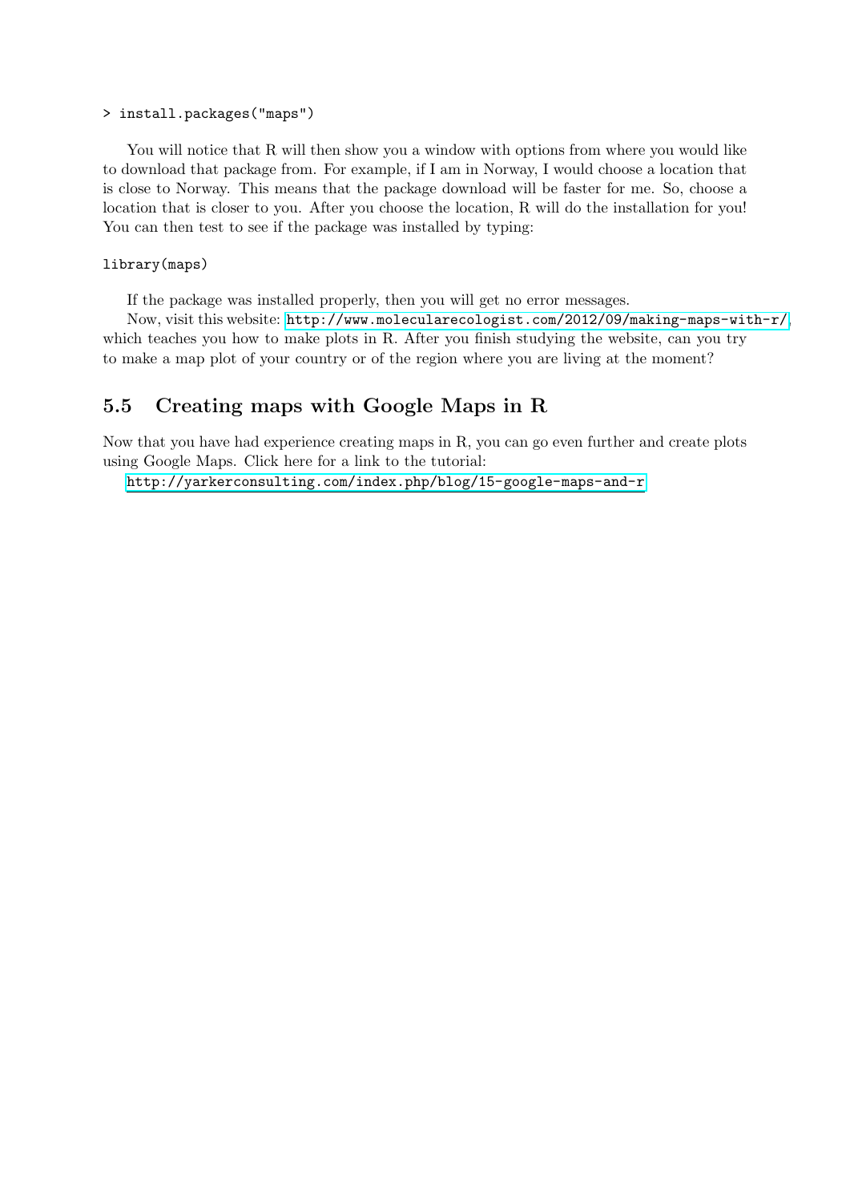```
> install.packages("maps")
```

You will notice that R will then show you a window with options from where you would like to download that package from. For example, if I am in Norway, I would choose a location that is close to Norway. This means that the package download will be faster for me. So, choose a location that is closer to you. After you choose the location, R will do the installation for you! You can then test to see if the package was installed by typing:

```
library(maps)
```

If the package was installed properly, then you will get no error messages.

Now, visit this website: http://www.molecularecologist.com/2012/09/making-maps-with-r/, which teaches you how to make plots in R. After you finish studying the website, can you try to make a map plot of your country or of the region where you are living at the moment?

## 5.5 Creating maps with Google Maps in R

Now that you have had experience creating maps in R, you can go even further and create plots using Google Maps. Click here for a link to the tutorial:

http://yarkerconsulting.com/index.php/blog/15-google-maps-and-r